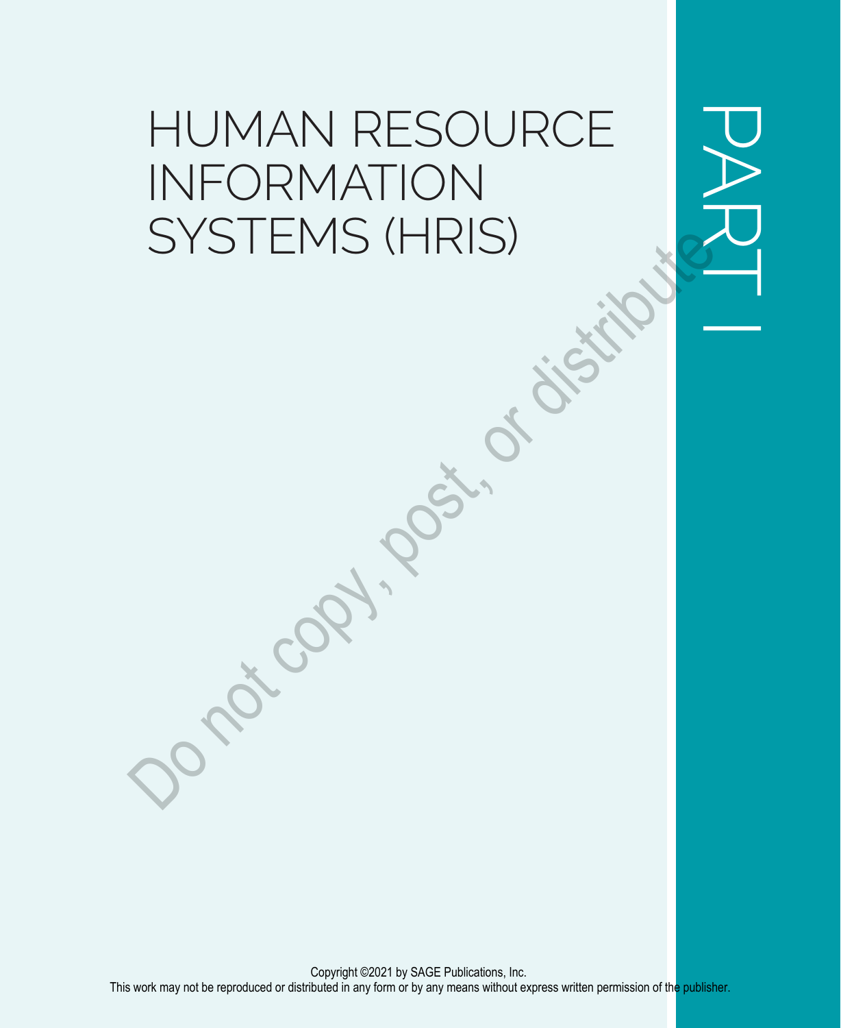# PART I

# HUMAN RESOURCE INFORMATION SYSTEMS (HRIS)

Copyright ©2021 by SAGE Publications, Inc.
This work may not be reproduced or distributed in any form or by any means without express written permission of the publisher.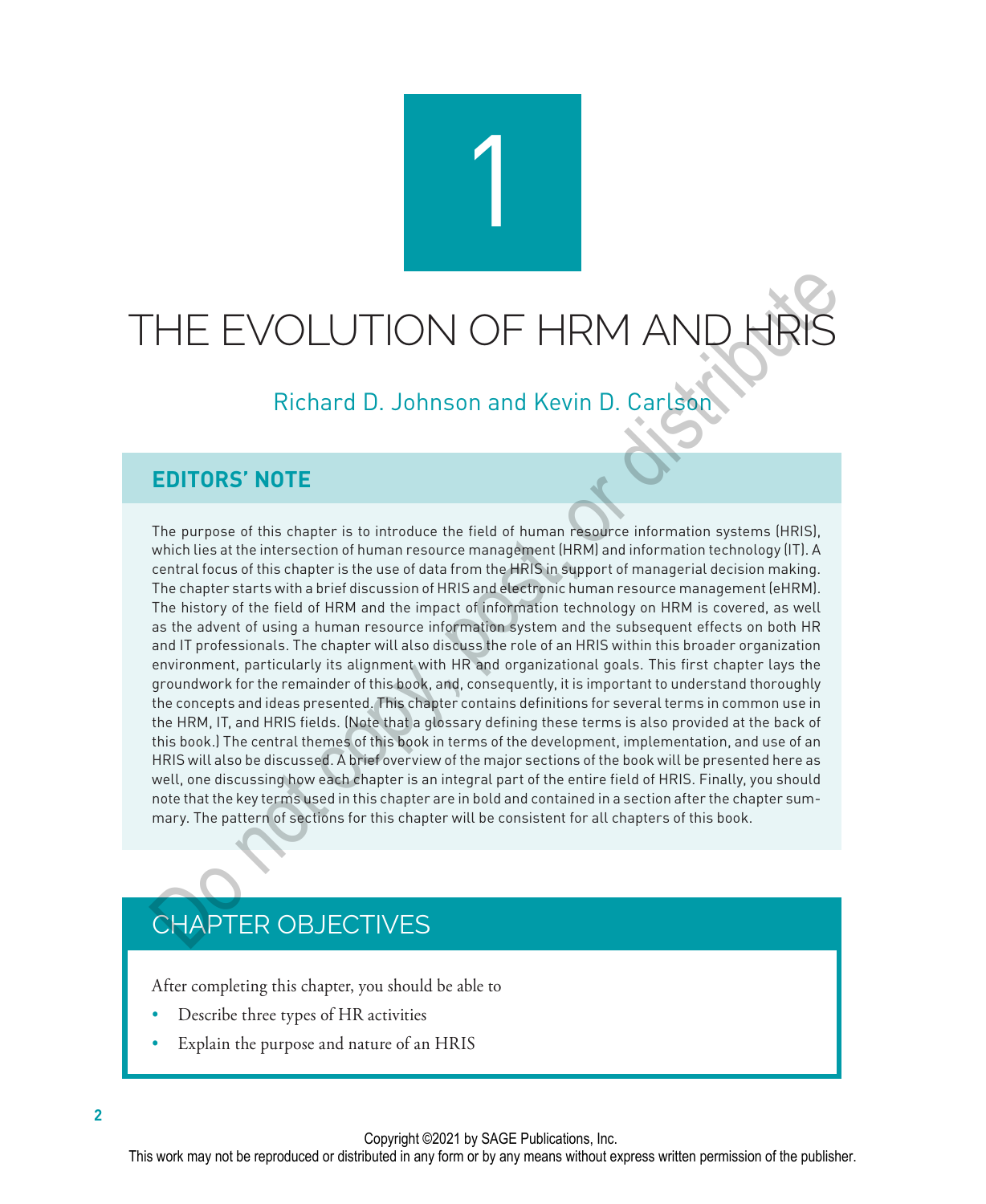# 1

# THE EVOLUTION OF HRM AND HRIS

Richard D. Johnson and Kevin D. Carlson

## EDITORS' NOTE

The purpose of this chapter is to introduce the field of human resource information systems (HRIS), which lies at the intersection of human resource management (HRM) and information technology (IT). A central focus of this chapter is the use of data from the HRIS in support of managerial decision making. The chapter starts with a brief discussion of HRIS and electronic human resource management (eHRM). The history of the field of HRM and the impact of information technology on HRM is covered, as well as the advent of using a human resource information system and the subsequent effects on both HR and IT professionals. The chapter will also discuss the role of an HRIS within this broader organization environment, particularly its alignment with HR and organizational goals. This first chapter lays the groundwork for the remainder of this book, and, consequently, it is important to understand thoroughly the concepts and ideas presented. This chapter contains definitions for several terms in common use in the HRM, IT, and HRIS fields. (Note that a glossary defining these terms is also provided at the back of this book.) The central themes of this book in terms of the development, implementation, and use of an HRIS will also be discussed. A brief overview of the major sections of the book will be presented here as well, one discussing how each chapter is an integral part of the entire field of HRIS. Finally, you should note that the key terms used in this chapter are in bold and contained in a section after the chapter summary. The pattern of sections for this chapter will be consistent for all chapters of this book.

## CHAPTER OBJECTIVES

After completing this chapter, you should be able to

- Describe three types of HR activities
- Explain the purpose and nature of an HRIS

Copyright ©2021 by SAGE Publications, Inc.
This work may not be reproduced or distributed in any form or by any means without express written permission of the publisher.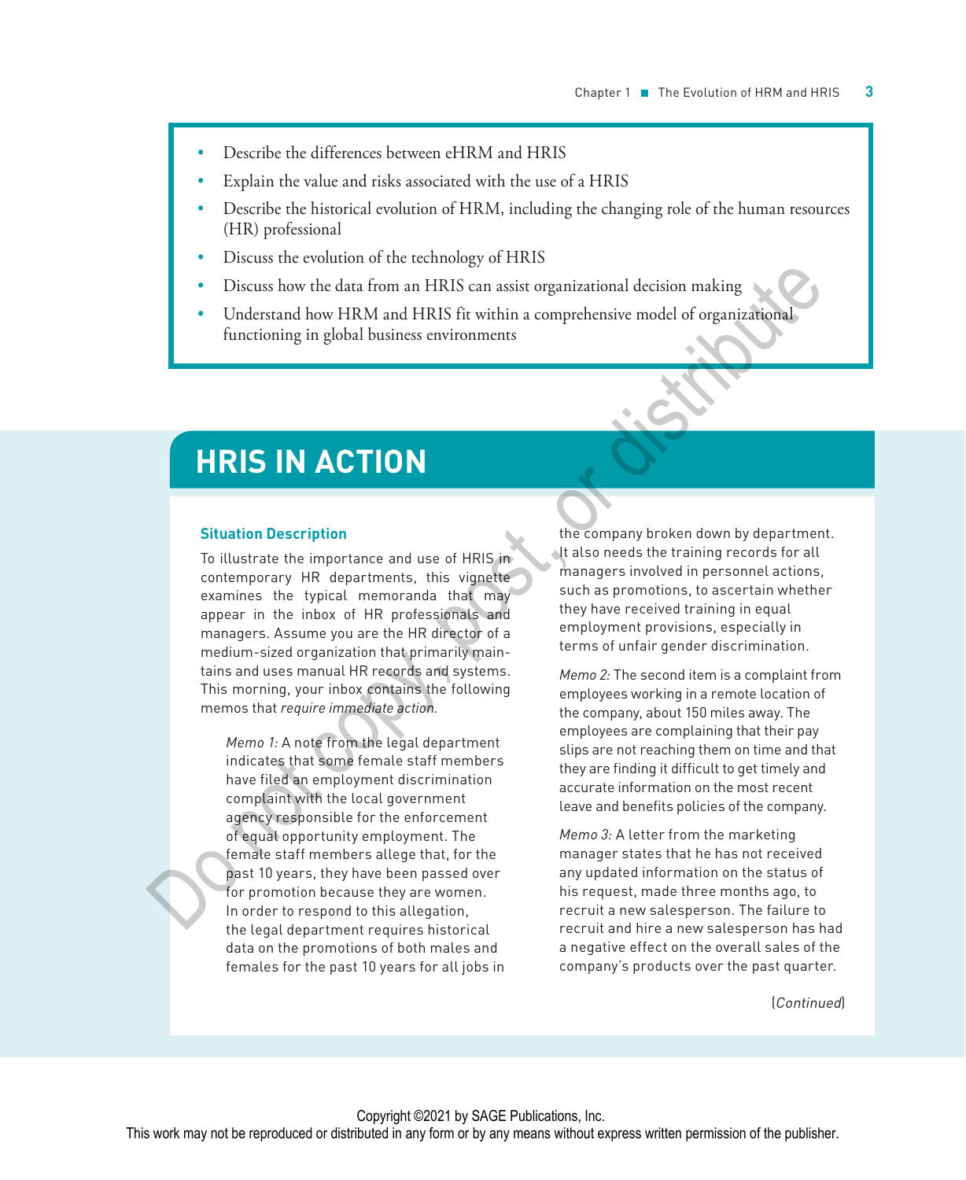- Describe the differences between eHRM and HRIS
- Explain the value and risks associated with the use of a HRIS
- Describe the historical evolution of HRM, including the changing role of the human resources (HR) professional
- Discuss the evolution of the technology of HRIS
- Discuss how the data from an HRIS can assist organizational decision making
- Understand how HRM and HRIS fit within a comprehensive model of organizational functioning in global business environments

## HRIS IN ACTION

### Situation Description

To illustrate the importance and use of HRIS in contemporary HR departments, this vignette examines the typical memoranda that may appear in the inbox of HR professionals and managers. Assume you are the HR director of a medium-sized organization that primarily maintains and uses manual HR records and systems. This morning, your inbox contains the following memos that *require immediate action.*

> *Memo 1:* A note from the legal department indicates that some female staff members have filed an employment discrimination complaint with the local government agency responsible for the enforcement of equal opportunity employment. The female staff members allege that, for the past 10 years, they have been passed over for promotion because they are women. In order to respond to this allegation, the legal department requires historical data on the promotions of both males and females for the past 10 years for all jobs in the company broken down by department. It also needs the training records for all managers involved in personnel actions, such as promotions, to ascertain whether they have received training in equal employment provisions, especially in terms of unfair gender discrimination.

> *Memo 2:* The second item is a complaint from employees working in a remote location of the company, about 150 miles away. The employees are complaining that their pay slips are not reaching them on time and that they are finding it difficult to get timely and accurate information on the most recent leave and benefits policies of the company.

> *Memo 3:* A letter from the marketing manager states that he has not received any updated information on the status of his request, made three months ago, to recruit a new salesperson. The failure to recruit and hire a new salesperson has had a negative effect on the overall sales of the company's products over the past quarter.

(*Continued*)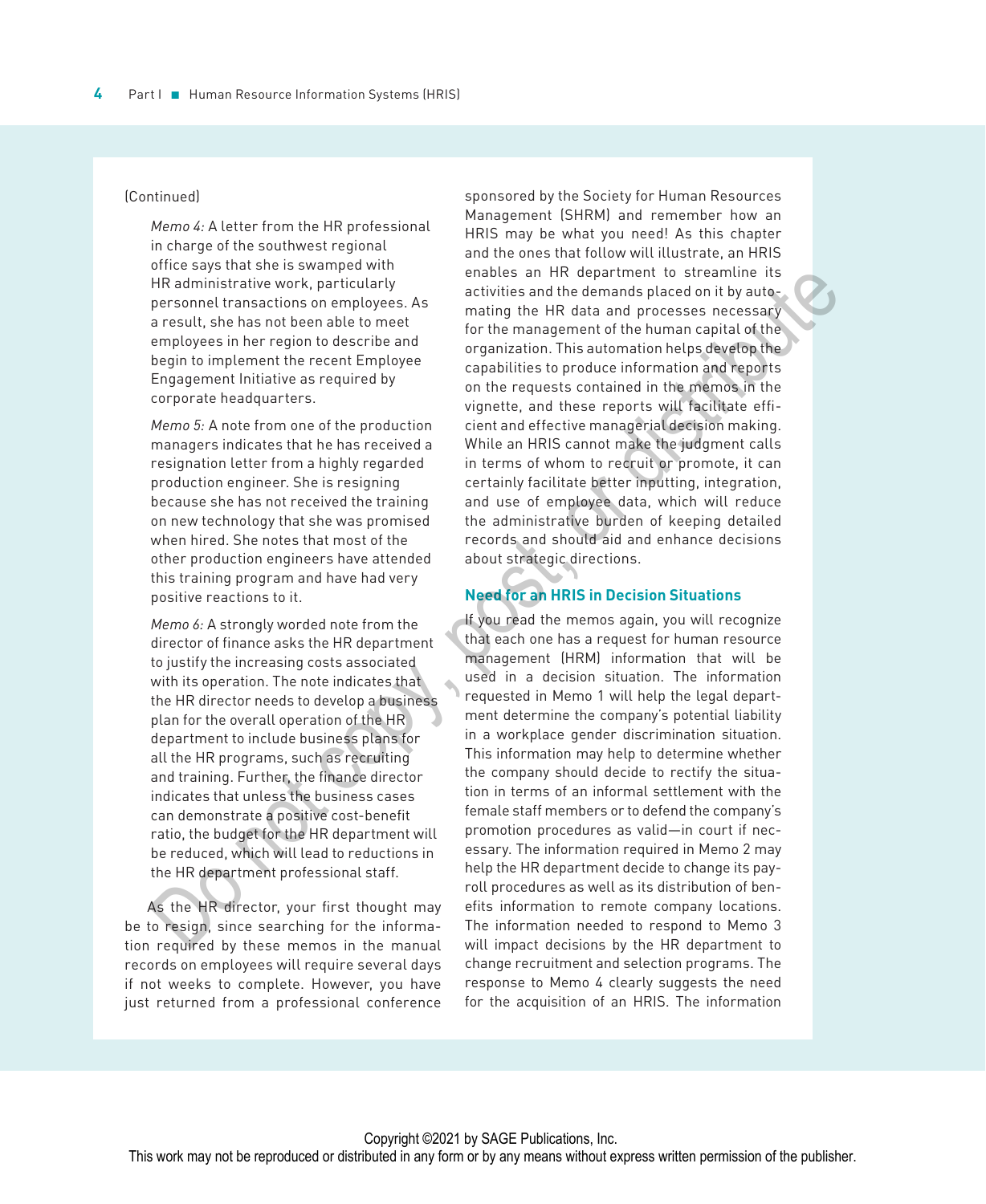(Continued)

*Memo 4:* A letter from the HR professional in charge of the southwest regional office says that she is swamped with HR administrative work, particularly personnel transactions on employees. As a result, she has not been able to meet employees in her region to describe and begin to implement the recent Employee Engagement Initiative as required by corporate headquarters.

*Memo 5:* A note from one of the production managers indicates that he has received a resignation letter from a highly regarded production engineer. She is resigning because she has not received the training on new technology that she was promised when hired. She notes that most of the other production engineers have attended this training program and have had very positive reactions to it.

*Memo 6:* A strongly worded note from the director of finance asks the HR department to justify the increasing costs associated with its operation. The note indicates that the HR director needs to develop a business plan for the overall operation of the HR department to include business plans for all the HR programs, such as recruiting and training. Further, the finance director indicates that unless the business cases can demonstrate a positive cost-benefit ratio, the budget for the HR department will be reduced, which will lead to reductions in the HR department professional staff.

As the HR director, your first thought may be to resign, since searching for the information required by these memos in the manual records on employees will require several days if not weeks to complete. However, you have just returned from a professional conference sponsored by the Society for Human Resources Management (SHRM) and remember how an HRIS may be what you need! As this chapter and the ones that follow will illustrate, an HRIS enables an HR department to streamline its activities and the demands placed on it by automating the HR data and processes necessary for the management of the human capital of the organization. This automation helps develop the capabilities to produce information and reports on the requests contained in the memos in the vignette, and these reports will facilitate efficient and effective managerial decision making. While an HRIS cannot make the judgment calls in terms of whom to recruit or promote, it can certainly facilitate better inputting, integration, and use of employee data, which will reduce the administrative burden of keeping detailed records and should aid and enhance decisions about strategic directions.

## Need for an HRIS in Decision Situations

If you read the memos again, you will recognize that each one has a request for human resource management (HRM) information that will be used in a decision situation. The information requested in Memo 1 will help the legal department determine the company's potential liability in a workplace gender discrimination situation. This information may help to determine whether the company should decide to rectify the situation in terms of an informal settlement with the female staff members or to defend the company's promotion procedures as valid—in court if necessary. The information required in Memo 2 may help the HR department decide to change its payroll procedures as well as its distribution of benefits information to remote company locations. The information needed to respond to Memo 3 will impact decisions by the HR department to change recruitment and selection programs. The response to Memo 4 clearly suggests the need for the acquisition of an HRIS. The information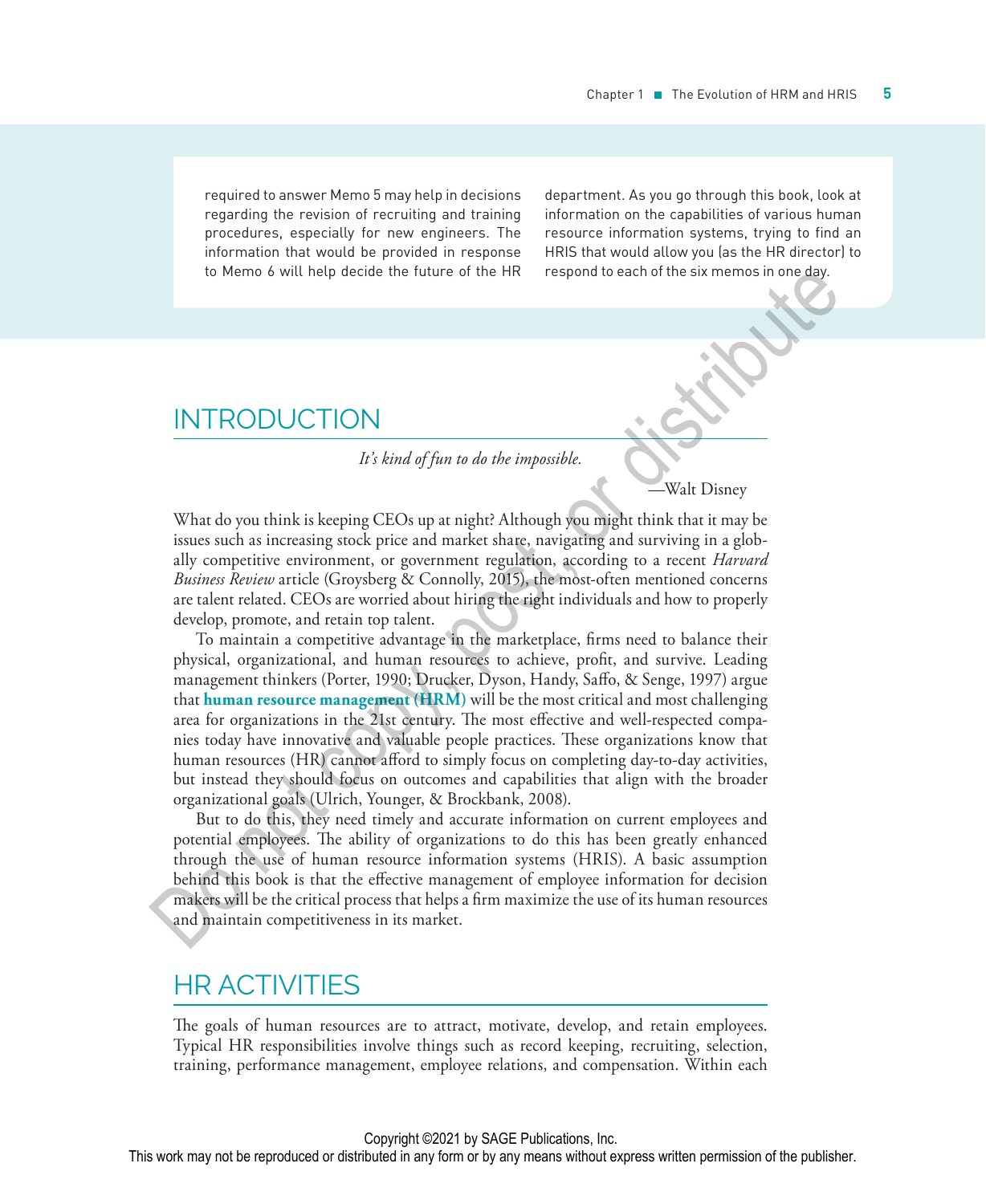required to answer Memo 5 may help in decisions regarding the revision of recruiting and training procedures, especially for new engineers. The information that would be provided in response to Memo 6 will help decide the future of the HR department. As you go through this book, look at information on the capabilities of various human resource information systems, trying to find an HRIS that would allow you (as the HR director) to respond to each of the six memos in one day.

## INTRODUCTION

*It's kind of fun to do the impossible.*

—Walt Disney

What do you think is keeping CEOs up at night? Although you might think that it may be issues such as increasing stock price and market share, navigating and surviving in a globally competitive environment, or government regulation, according to a recent *Harvard Business Review* article (Groysberg & Connolly, 2015), the most-often mentioned concerns are talent related. CEOs are worried about hiring the right individuals and how to properly develop, promote, and retain top talent.

To maintain a competitive advantage in the marketplace, firms need to balance their physical, organizational, and human resources to achieve, profit, and survive. Leading management thinkers (Porter, 1990; Drucker, Dyson, Handy, Saffo, & Senge, 1997) argue that **human resource management (HRM)** will be the most critical and most challenging area for organizations in the 21st century. The most effective and well-respected companies today have innovative and valuable people practices. These organizations know that human resources (HR) cannot afford to simply focus on completing day-to-day activities, but instead they should focus on outcomes and capabilities that align with the broader organizational goals (Ulrich, Younger, & Brockbank, 2008).

But to do this, they need timely and accurate information on current employees and potential employees. The ability of organizations to do this has been greatly enhanced through the use of human resource information systems (HRIS). A basic assumption behind this book is that the effective management of employee information for decision makers will be the critical process that helps a firm maximize the use of its human resources and maintain competitiveness in its market.

## HR ACTIVITIES

The goals of human resources are to attract, motivate, develop, and retain employees. Typical HR responsibilities involve things such as record keeping, recruiting, selection, training, performance management, employee relations, and compensation. Within each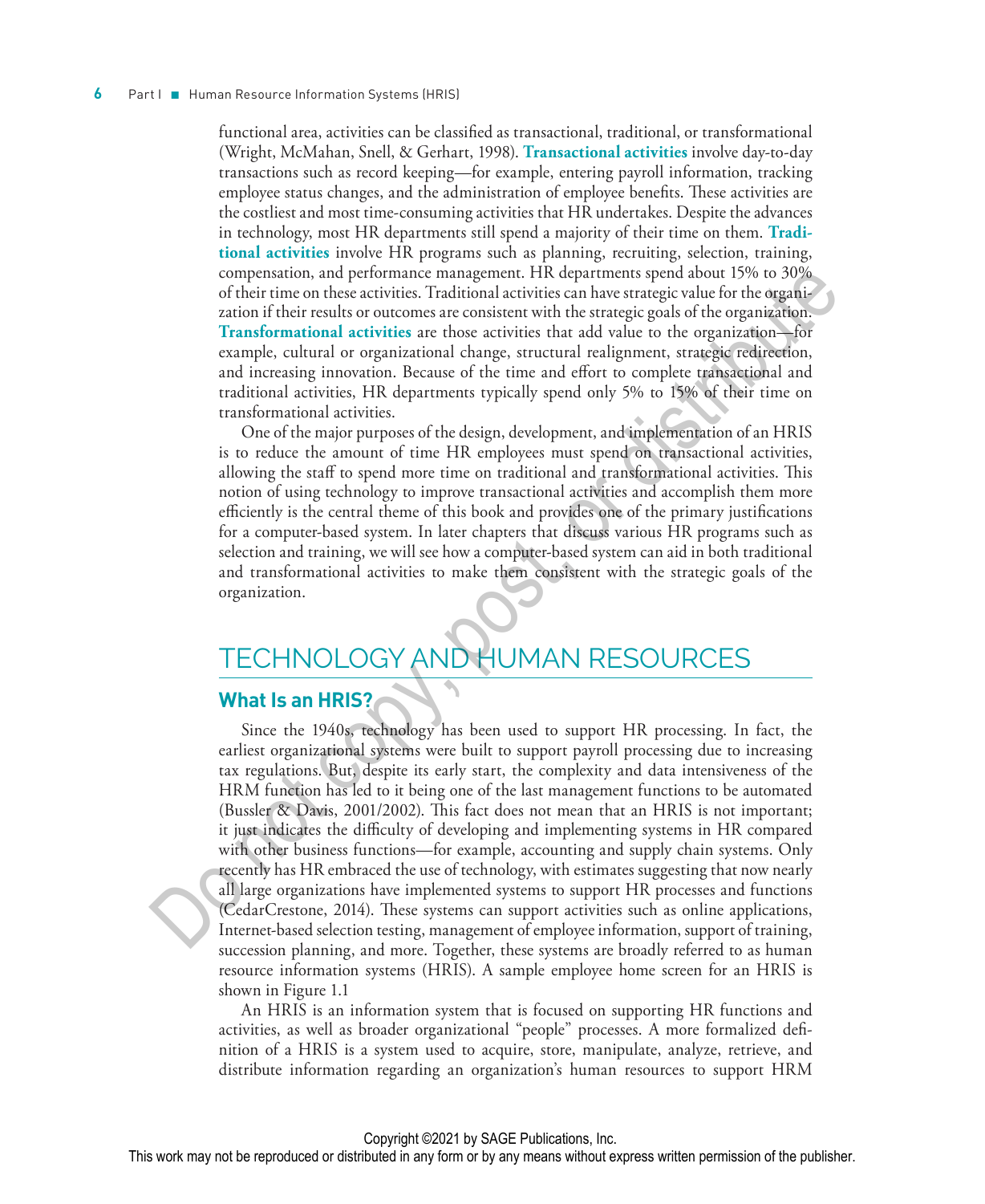functional area, activities can be classified as transactional, traditional, or transformational (Wright, McMahan, Snell, & Gerhart, 1998). **Transactional activities** involve day-to-day transactions such as record keeping—for example, entering payroll information, tracking employee status changes, and the administration of employee benefits. These activities are the costliest and most time-consuming activities that HR undertakes. Despite the advances in technology, most HR departments still spend a majority of their time on them. **Traditional activities** involve HR programs such as planning, recruiting, selection, training, compensation, and performance management. HR departments spend about 15% to 30% of their time on these activities. Traditional activities can have strategic value for the organization if their results or outcomes are consistent with the strategic goals of the organization. **Transformational activities** are those activities that add value to the organization—for example, cultural or organizational change, structural realignment, strategic redirection, and increasing innovation. Because of the time and effort to complete transactional and traditional activities, HR departments typically spend only 5% to 15% of their time on transformational activities.

One of the major purposes of the design, development, and implementation of an HRIS is to reduce the amount of time HR employees must spend on transactional activities, allowing the staff to spend more time on traditional and transformational activities. This notion of using technology to improve transactional activities and accomplish them more efficiently is the central theme of this book and provides one of the primary justifications for a computer-based system. In later chapters that discuss various HR programs such as selection and training, we will see how a computer-based system can aid in both traditional and transformational activities to make them consistent with the strategic goals of the organization.

## TECHNOLOGY AND HUMAN RESOURCES

### What Is an HRIS?

Since the 1940s, technology has been used to support HR processing. In fact, the earliest organizational systems were built to support payroll processing due to increasing tax regulations. But, despite its early start, the complexity and data intensiveness of the HRM function has led to it being one of the last management functions to be automated (Bussler & Davis, 2001/2002). This fact does not mean that an HRIS is not important; it just indicates the difficulty of developing and implementing systems in HR compared with other business functions—for example, accounting and supply chain systems. Only recently has HR embraced the use of technology, with estimates suggesting that now nearly all large organizations have implemented systems to support HR processes and functions (CedarCrestone, 2014). These systems can support activities such as online applications, Internet-based selection testing, management of employee information, support of training, succession planning, and more. Together, these systems are broadly referred to as human resource information systems (HRIS). A sample employee home screen for an HRIS is shown in Figure 1.1

An HRIS is an information system that is focused on supporting HR functions and activities, as well as broader organizational "people" processes. A more formalized definition of a HRIS is a system used to acquire, store, manipulate, analyze, retrieve, and distribute information regarding an organization's human resources to support HRM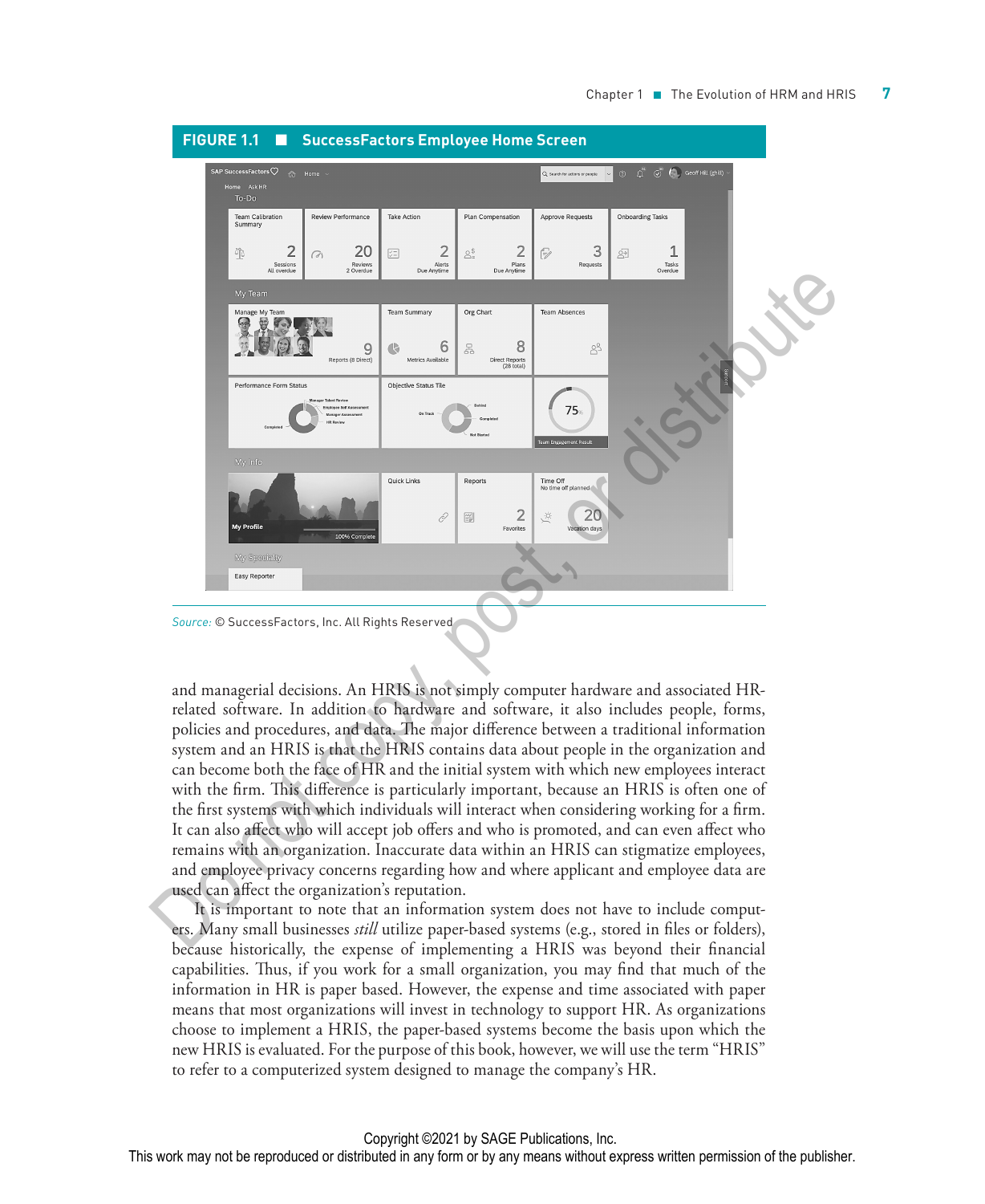**FIGURE 1.1 ■ SuccessFactors Employee Home Screen**

*Source:* © SuccessFactors, Inc. All Rights Reserved

and managerial decisions. An HRIS is not simply computer hardware and associated HR-related software. In addition to hardware and software, it also includes people, forms, policies and procedures, and data. The major difference between a traditional information system and an HRIS is that the HRIS contains data about people in the organization and can become both the face of HR and the initial system with which new employees interact with the firm. This difference is particularly important, because an HRIS is often one of the first systems with which individuals will interact when considering working for a firm. It can also affect who will accept job offers and who is promoted, and can even affect who remains with an organization. Inaccurate data within an HRIS can stigmatize employees, and employee privacy concerns regarding how and where applicant and employee data are used can affect the organization's reputation.

It is important to note that an information system does not have to include computers. Many small businesses *still* utilize paper-based systems (e.g., stored in files or folders), because historically, the expense of implementing a HRIS was beyond their financial capabilities. Thus, if you work for a small organization, you may find that much of the information in HR is paper based. However, the expense and time associated with paper means that most organizations will invest in technology to support HR. As organizations choose to implement a HRIS, the paper-based systems become the basis upon which the new HRIS is evaluated. For the purpose of this book, however, we will use the term "HRIS" to refer to a computerized system designed to manage the company's HR.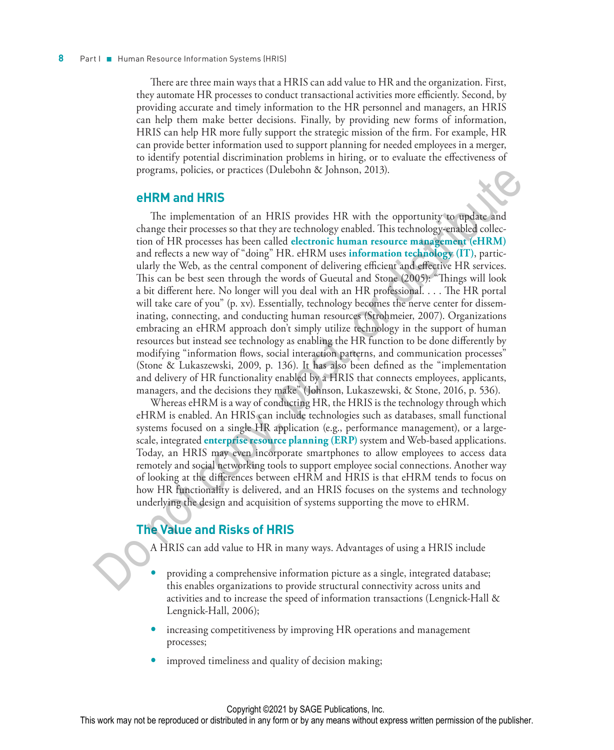There are three main ways that a HRIS can add value to HR and the organization. First, they automate HR processes to conduct transactional activities more efficiently. Second, by providing accurate and timely information to the HR personnel and managers, an HRIS can help them make better decisions. Finally, by providing new forms of information, HRIS can help HR more fully support the strategic mission of the firm. For example, HR can provide better information used to support planning for needed employees in a merger, to identify potential discrimination problems in hiring, or to evaluate the effectiveness of programs, policies, or practices (Dulebohn & Johnson, 2013).

## eHRM and HRIS

The implementation of an HRIS provides HR with the opportunity to update and change their processes so that they are technology enabled. This technology-enabled collection of HR processes has been called **electronic human resource management (eHRM)** and reflects a new way of "doing" HR. eHRM uses **information technology (IT)**, particularly the Web, as the central component of delivering efficient and effective HR services. This can be best seen through the words of Gueutal and Stone (2005): "Things will look a bit different here. No longer will you deal with an HR professional. . . . The HR portal will take care of you" (p. xv). Essentially, technology becomes the nerve center for disseminating, connecting, and conducting human resources (Strohmeier, 2007). Organizations embracing an eHRM approach don't simply utilize technology in the support of human resources but instead see technology as enabling the HR function to be done differently by modifying "information flows, social interaction patterns, and communication processes" (Stone & Lukaszewski, 2009, p. 136). It has also been defined as the "implementation and delivery of HR functionality enabled by a HRIS that connects employees, applicants, managers, and the decisions they make" (Johnson, Lukaszewski, & Stone, 2016, p. 536).

Whereas eHRM is a way of conducting HR, the HRIS is the technology through which eHRM is enabled. An HRIS can include technologies such as databases, small functional systems focused on a single HR application (e.g., performance management), or a large-scale, integrated **enterprise resource planning (ERP)** system and Web-based applications. Today, an HRIS may even incorporate smartphones to allow employees to access data remotely and social networking tools to support employee social connections. Another way of looking at the differences between eHRM and HRIS is that eHRM tends to focus on how HR functionality is delivered, and an HRIS focuses on the systems and technology underlying the design and acquisition of systems supporting the move to eHRM.

## The Value and Risks of HRIS

A HRIS can add value to HR in many ways. Advantages of using a HRIS include

- providing a comprehensive information picture as a single, integrated database; this enables organizations to provide structural connectivity across units and activities and to increase the speed of information transactions (Lengnick-Hall & Lengnick-Hall, 2006);
- increasing competitiveness by improving HR operations and management processes;
- improved timeliness and quality of decision making;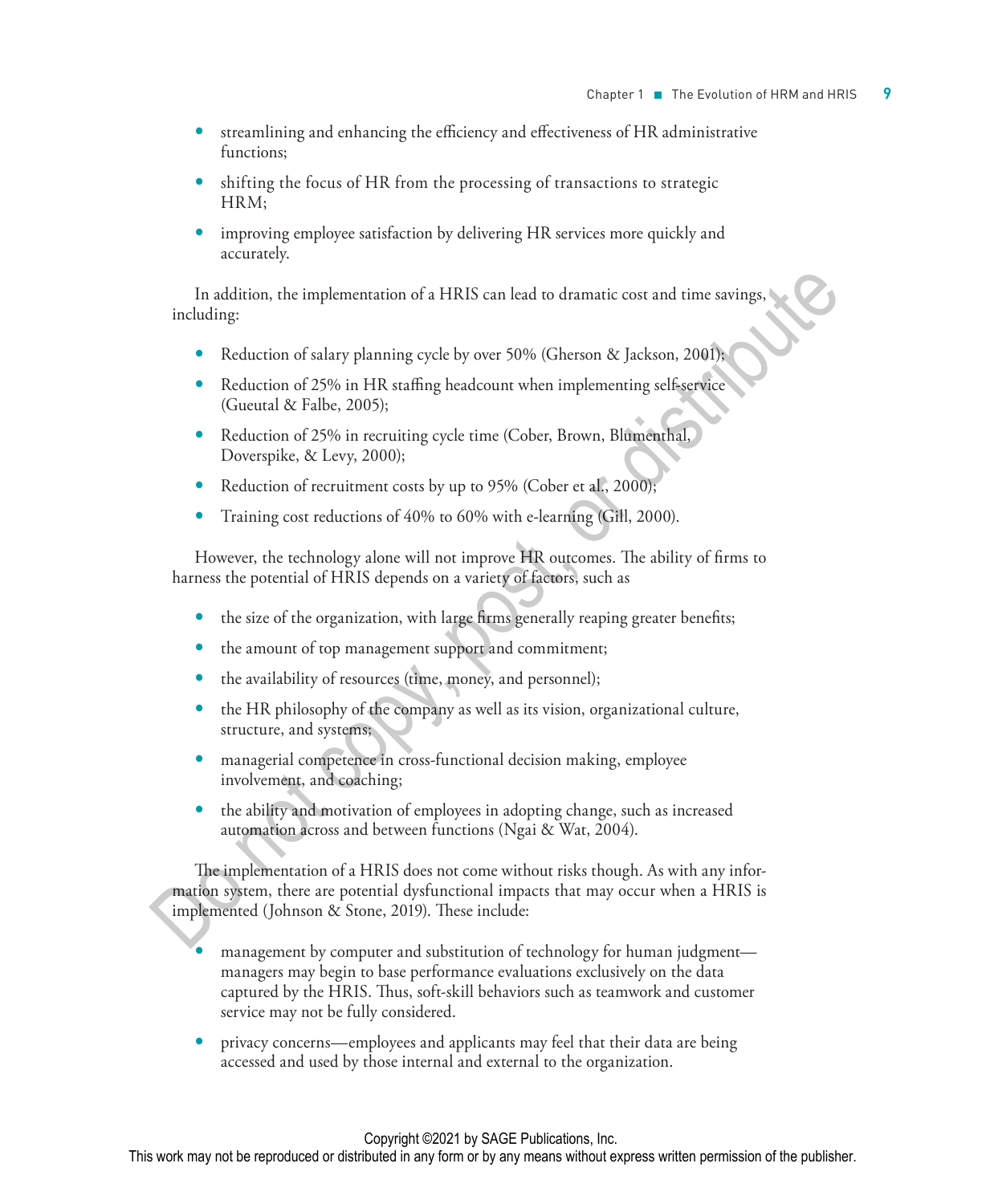- streamlining and enhancing the efficiency and effectiveness of HR administrative functions;
- shifting the focus of HR from the processing of transactions to strategic HRM;
- improving employee satisfaction by delivering HR services more quickly and accurately.

In addition, the implementation of a HRIS can lead to dramatic cost and time savings, including:

- Reduction of salary planning cycle by over 50% (Gherson & Jackson, 2001);
- Reduction of 25% in HR staffing headcount when implementing self-service (Gueutal & Falbe, 2005);
- Reduction of 25% in recruiting cycle time (Cober, Brown, Blumenthal, Doverspike, & Levy, 2000);
- Reduction of recruitment costs by up to 95% (Cober et al., 2000);
- Training cost reductions of 40% to 60% with e-learning (Gill, 2000).

However, the technology alone will not improve HR outcomes. The ability of firms to harness the potential of HRIS depends on a variety of factors, such as

- the size of the organization, with large firms generally reaping greater benefits;
- the amount of top management support and commitment;
- the availability of resources (time, money, and personnel);
- the HR philosophy of the company as well as its vision, organizational culture, structure, and systems;
- managerial competence in cross-functional decision making, employee involvement, and coaching;
- the ability and motivation of employees in adopting change, such as increased automation across and between functions (Ngai & Wat, 2004).

The implementation of a HRIS does not come without risks though. As with any information system, there are potential dysfunctional impacts that may occur when a HRIS is implemented (Johnson & Stone, 2019). These include:

- management by computer and substitution of technology for human judgment—managers may begin to base performance evaluations exclusively on the data captured by the HRIS. Thus, soft-skill behaviors such as teamwork and customer service may not be fully considered.
- privacy concerns—employees and applicants may feel that their data are being accessed and used by those internal and external to the organization.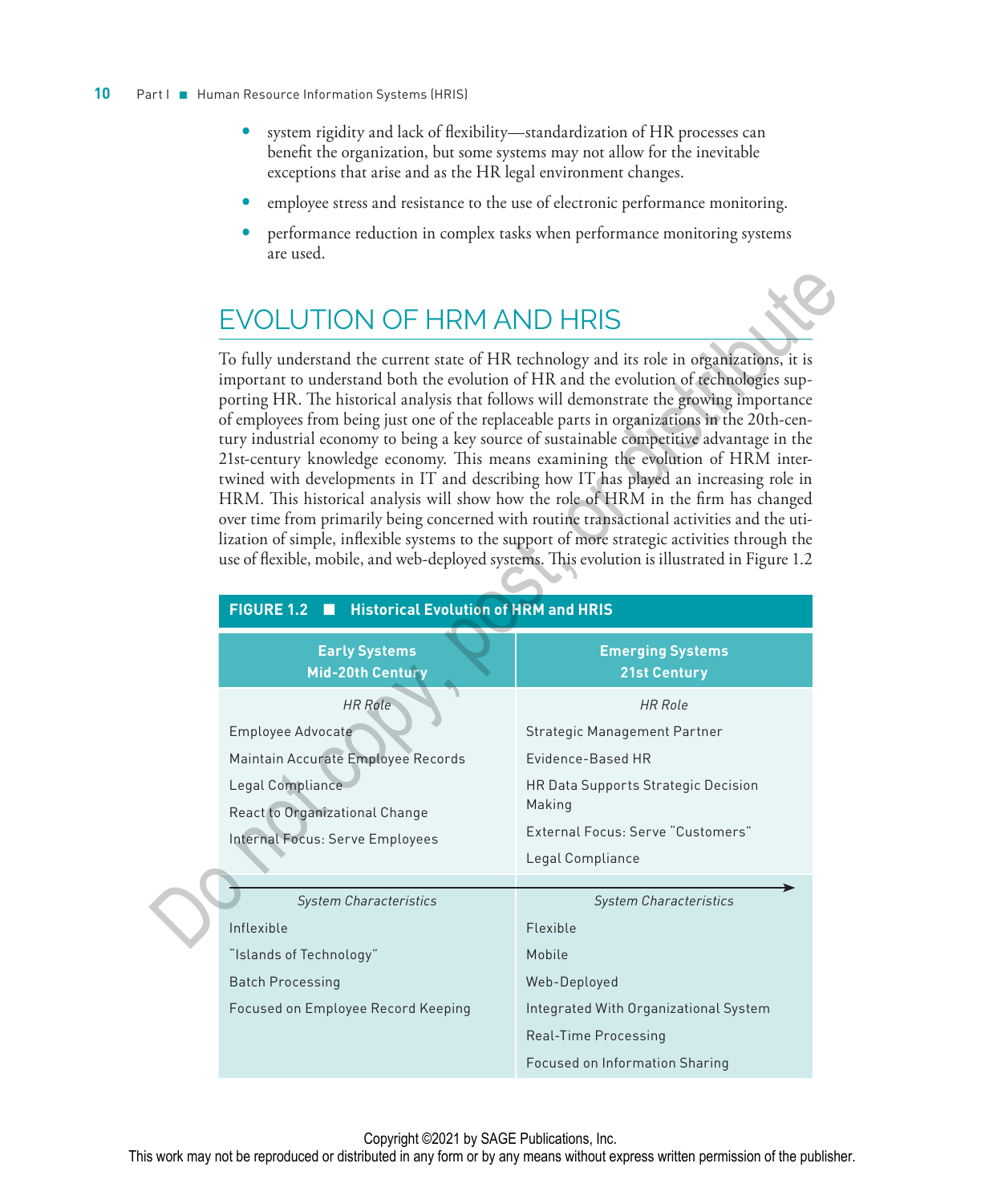- system rigidity and lack of flexibility—standardization of HR processes can benefit the organization, but some systems may not allow for the inevitable exceptions that arise and as the HR legal environment changes.
- employee stress and resistance to the use of electronic performance monitoring.
- performance reduction in complex tasks when performance monitoring systems are used.

## EVOLUTION OF HRM AND HRIS

To fully understand the current state of HR technology and its role in organizations, it is important to understand both the evolution of HR and the evolution of technologies supporting HR. The historical analysis that follows will demonstrate the growing importance of employees from being just one of the replaceable parts in organizations in the 20th-century industrial economy to being a key source of sustainable competitive advantage in the 21st-century knowledge economy. This means examining the evolution of HRM intertwined with developments in IT and describing how IT has played an increasing role in HRM. This historical analysis will show how the role of HRM in the firm has changed over time from primarily being concerned with routine transactional activities and the utilization of simple, inflexible systems to the support of more strategic activities through the use of flexible, mobile, and web-deployed systems. This evolution is illustrated in Figure 1.2

**FIGURE 1.2 ■ Historical Evolution of HRM and HRIS**

| Early Systems Mid-20th Century | Emerging Systems 21st Century |
|---|---|
| *HR Role* | *HR Role* |
| Employee Advocate | Strategic Management Partner |
| Maintain Accurate Employee Records | Evidence-Based HR |
| Legal Compliance | HR Data Supports Strategic Decision Making |
| React to Organizational Change | External Focus: Serve "Customers" |
| Internal Focus: Serve Employees | Legal Compliance |
| *System Characteristics* | *System Characteristics* |
| Inflexible | Flexible |
| "Islands of Technology" | Mobile |
| Batch Processing | Web-Deployed |
| Focused on Employee Record Keeping | Integrated With Organizational System |
| | Real-Time Processing |
| | Focused on Information Sharing |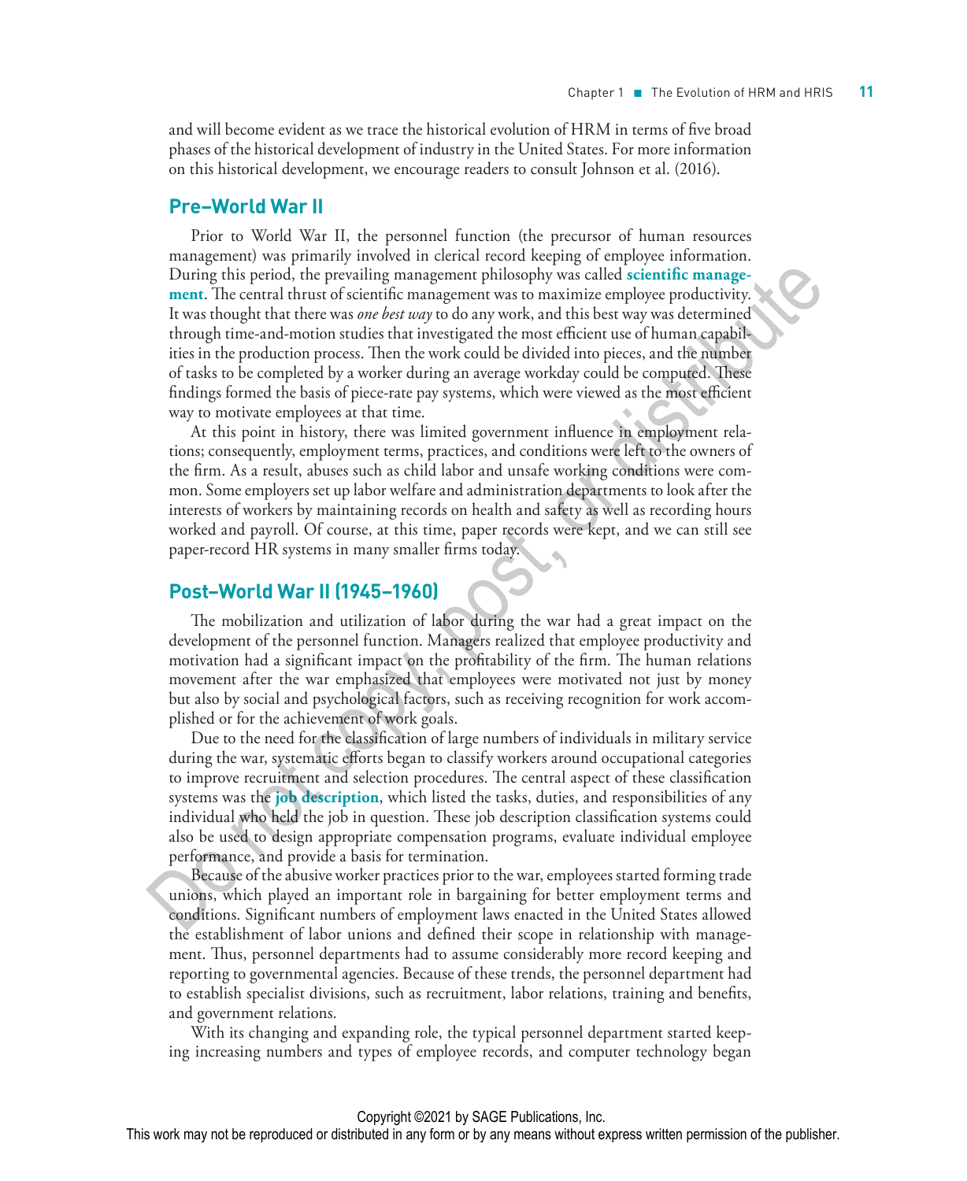and will become evident as we trace the historical evolution of HRM in terms of five broad phases of the historical development of industry in the United States. For more information on this historical development, we encourage readers to consult Johnson et al. (2016).

## Pre–World War II

Prior to World War II, the personnel function (the precursor of human resources management) was primarily involved in clerical record keeping of employee information. During this period, the prevailing management philosophy was called **scientific management**. The central thrust of scientific management was to maximize employee productivity. It was thought that there was *one best way* to do any work, and this best way was determined through time-and-motion studies that investigated the most efficient use of human capabilities in the production process. Then the work could be divided into pieces, and the number of tasks to be completed by a worker during an average workday could be computed. These findings formed the basis of piece-rate pay systems, which were viewed as the most efficient way to motivate employees at that time.

At this point in history, there was limited government influence in employment relations; consequently, employment terms, practices, and conditions were left to the owners of the firm. As a result, abuses such as child labor and unsafe working conditions were common. Some employers set up labor welfare and administration departments to look after the interests of workers by maintaining records on health and safety as well as recording hours worked and payroll. Of course, at this time, paper records were kept, and we can still see paper-record HR systems in many smaller firms today.

## Post–World War II (1945–1960)

The mobilization and utilization of labor during the war had a great impact on the development of the personnel function. Managers realized that employee productivity and motivation had a significant impact on the profitability of the firm. The human relations movement after the war emphasized that employees were motivated not just by money but also by social and psychological factors, such as receiving recognition for work accomplished or for the achievement of work goals.

Due to the need for the classification of large numbers of individuals in military service during the war, systematic efforts began to classify workers around occupational categories to improve recruitment and selection procedures. The central aspect of these classification systems was the **job description**, which listed the tasks, duties, and responsibilities of any individual who held the job in question. These job description classification systems could also be used to design appropriate compensation programs, evaluate individual employee performance, and provide a basis for termination.

Because of the abusive worker practices prior to the war, employees started forming trade unions, which played an important role in bargaining for better employment terms and conditions. Significant numbers of employment laws enacted in the United States allowed the establishment of labor unions and defined their scope in relationship with management. Thus, personnel departments had to assume considerably more record keeping and reporting to governmental agencies. Because of these trends, the personnel department had to establish specialist divisions, such as recruitment, labor relations, training and benefits, and government relations.

With its changing and expanding role, the typical personnel department started keeping increasing numbers and types of employee records, and computer technology began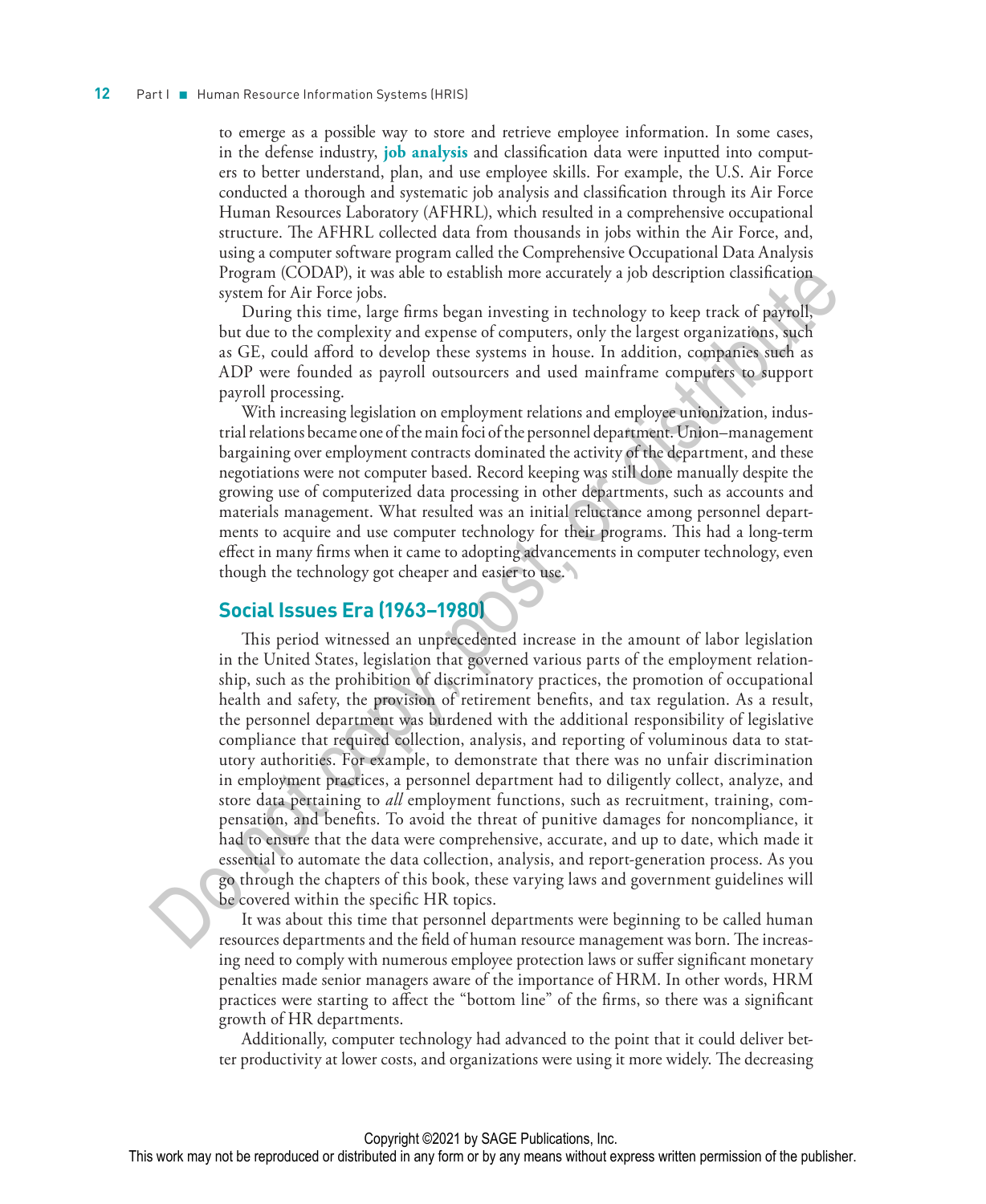to emerge as a possible way to store and retrieve employee information. In some cases, in the defense industry, **job analysis** and classification data were inputted into computers to better understand, plan, and use employee skills. For example, the U.S. Air Force conducted a thorough and systematic job analysis and classification through its Air Force Human Resources Laboratory (AFHRL), which resulted in a comprehensive occupational structure. The AFHRL collected data from thousands in jobs within the Air Force, and, using a computer software program called the Comprehensive Occupational Data Analysis Program (CODAP), it was able to establish more accurately a job description classification system for Air Force jobs.

During this time, large firms began investing in technology to keep track of payroll, but due to the complexity and expense of computers, only the largest organizations, such as GE, could afford to develop these systems in house. In addition, companies such as ADP were founded as payroll outsourcers and used mainframe computers to support payroll processing.

With increasing legislation on employment relations and employee unionization, industrial relations became one of the main foci of the personnel department. Union–management bargaining over employment contracts dominated the activity of the department, and these negotiations were not computer based. Record keeping was still done manually despite the growing use of computerized data processing in other departments, such as accounts and materials management. What resulted was an initial reluctance among personnel departments to acquire and use computer technology for their programs. This had a long-term effect in many firms when it came to adopting advancements in computer technology, even though the technology got cheaper and easier to use.

## Social Issues Era (1963–1980)

This period witnessed an unprecedented increase in the amount of labor legislation in the United States, legislation that governed various parts of the employment relationship, such as the prohibition of discriminatory practices, the promotion of occupational health and safety, the provision of retirement benefits, and tax regulation. As a result, the personnel department was burdened with the additional responsibility of legislative compliance that required collection, analysis, and reporting of voluminous data to statutory authorities. For example, to demonstrate that there was no unfair discrimination in employment practices, a personnel department had to diligently collect, analyze, and store data pertaining to *all* employment functions, such as recruitment, training, compensation, and benefits. To avoid the threat of punitive damages for noncompliance, it had to ensure that the data were comprehensive, accurate, and up to date, which made it essential to automate the data collection, analysis, and report-generation process. As you go through the chapters of this book, these varying laws and government guidelines will be covered within the specific HR topics.

It was about this time that personnel departments were beginning to be called human resources departments and the field of human resource management was born. The increasing need to comply with numerous employee protection laws or suffer significant monetary penalties made senior managers aware of the importance of HRM. In other words, HRM practices were starting to affect the "bottom line" of the firms, so there was a significant growth of HR departments.

Additionally, computer technology had advanced to the point that it could deliver better productivity at lower costs, and organizations were using it more widely. The decreasing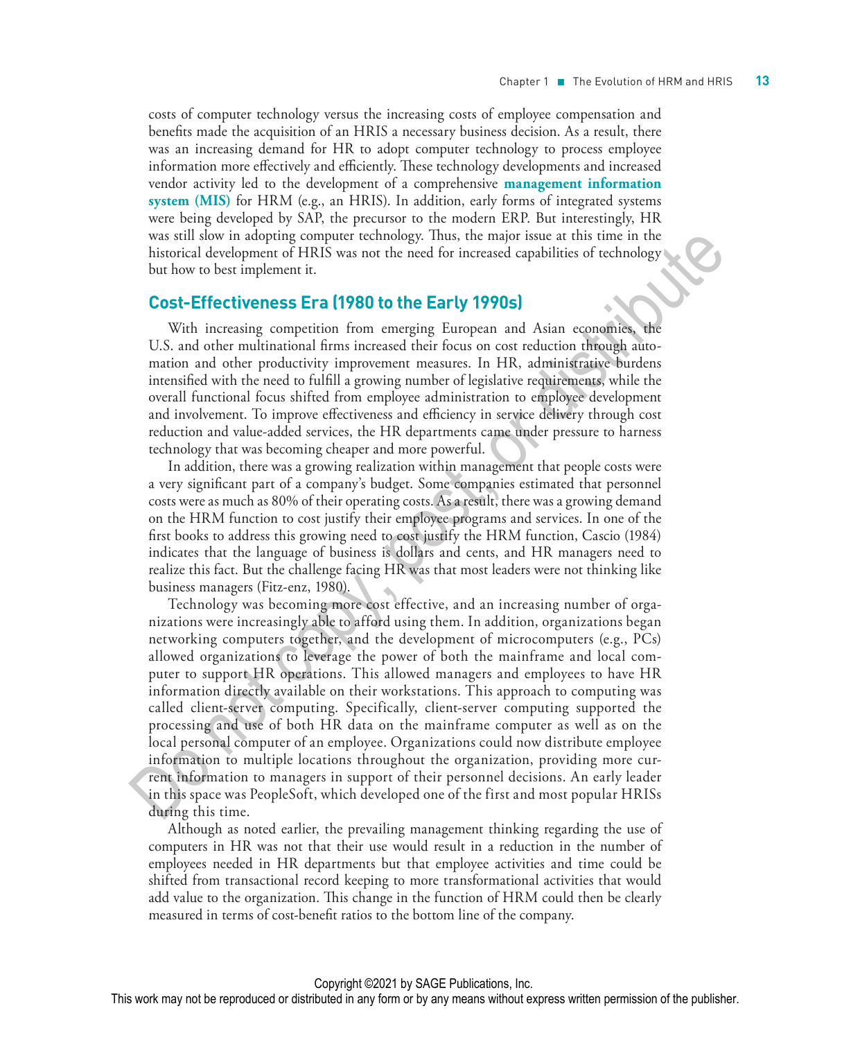costs of computer technology versus the increasing costs of employee compensation and benefits made the acquisition of an HRIS a necessary business decision. As a result, there was an increasing demand for HR to adopt computer technology to process employee information more effectively and efficiently. These technology developments and increased vendor activity led to the development of a comprehensive **management information system (MIS)** for HRM (e.g., an HRIS). In addition, early forms of integrated systems were being developed by SAP, the precursor to the modern ERP. But interestingly, HR was still slow in adopting computer technology. Thus, the major issue at this time in the historical development of HRIS was not the need for increased capabilities of technology but how to best implement it.

## Cost-Effectiveness Era (1980 to the Early 1990s)

With increasing competition from emerging European and Asian economies, the U.S. and other multinational firms increased their focus on cost reduction through automation and other productivity improvement measures. In HR, administrative burdens intensified with the need to fulfill a growing number of legislative requirements, while the overall functional focus shifted from employee administration to employee development and involvement. To improve effectiveness and efficiency in service delivery through cost reduction and value-added services, the HR departments came under pressure to harness technology that was becoming cheaper and more powerful.

In addition, there was a growing realization within management that people costs were a very significant part of a company's budget. Some companies estimated that personnel costs were as much as 80% of their operating costs. As a result, there was a growing demand on the HRM function to cost justify their employee programs and services. In one of the first books to address this growing need to cost justify the HRM function, Cascio (1984) indicates that the language of business is dollars and cents, and HR managers need to realize this fact. But the challenge facing HR was that most leaders were not thinking like business managers (Fitz-enz, 1980).

Technology was becoming more cost effective, and an increasing number of organizations were increasingly able to afford using them. In addition, organizations began networking computers together, and the development of microcomputers (e.g., PCs) allowed organizations to leverage the power of both the mainframe and local computer to support HR operations. This allowed managers and employees to have HR information directly available on their workstations. This approach to computing was called client-server computing. Specifically, client-server computing supported the processing and use of both HR data on the mainframe computer as well as on the local personal computer of an employee. Organizations could now distribute employee information to multiple locations throughout the organization, providing more current information to managers in support of their personnel decisions. An early leader in this space was PeopleSoft, which developed one of the first and most popular HRISs during this time.

Although as noted earlier, the prevailing management thinking regarding the use of computers in HR was not that their use would result in a reduction in the number of employees needed in HR departments but that employee activities and time could be shifted from transactional record keeping to more transformational activities that would add value to the organization. This change in the function of HRM could then be clearly measured in terms of cost-benefit ratios to the bottom line of the company.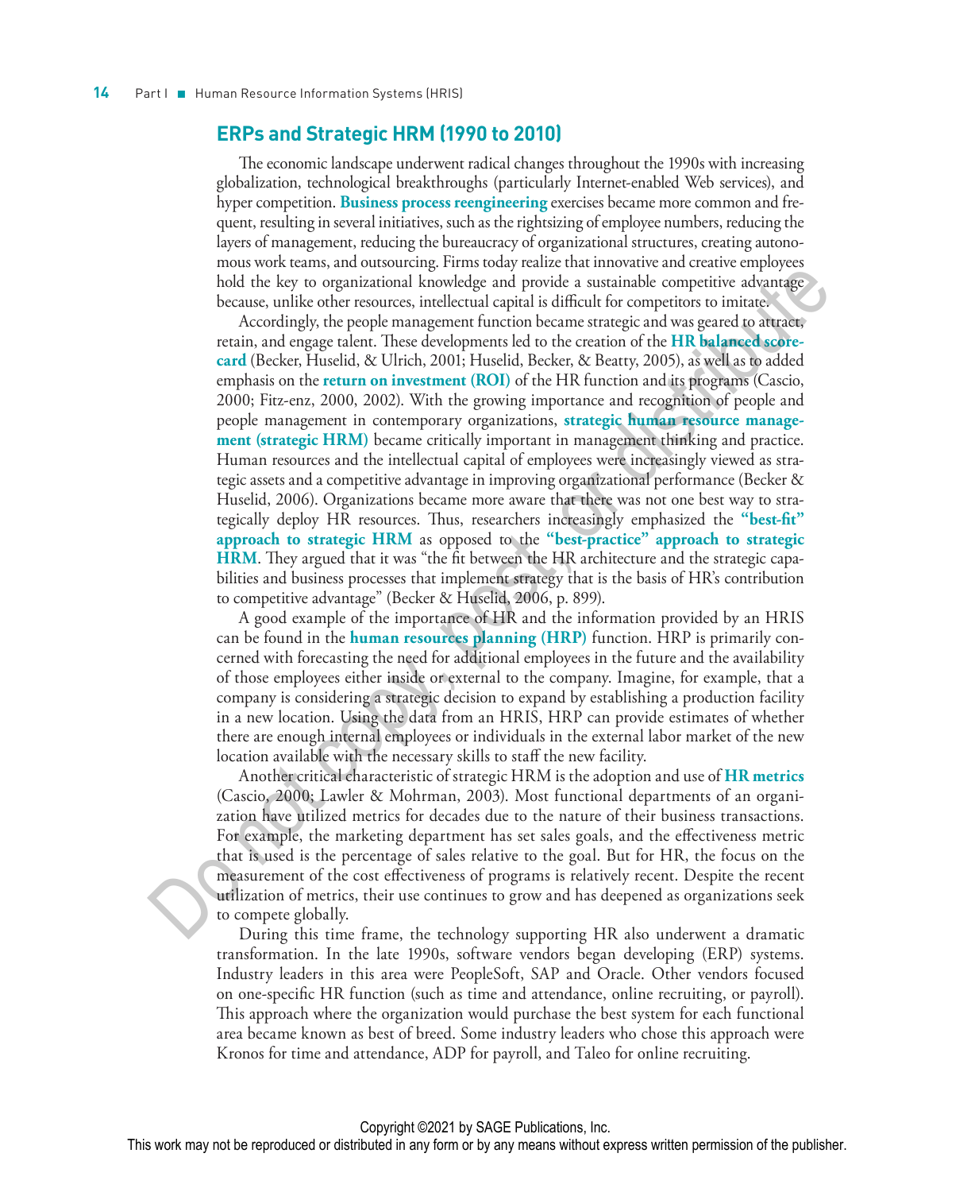## ERPs and Strategic HRM (1990 to 2010)

The economic landscape underwent radical changes throughout the 1990s with increasing globalization, technological breakthroughs (particularly Internet-enabled Web services), and hyper competition. **Business process reengineering** exercises became more common and frequent, resulting in several initiatives, such as the rightsizing of employee numbers, reducing the layers of management, reducing the bureaucracy of organizational structures, creating autonomous work teams, and outsourcing. Firms today realize that innovative and creative employees hold the key to organizational knowledge and provide a sustainable competitive advantage because, unlike other resources, intellectual capital is difficult for competitors to imitate.

Accordingly, the people management function became strategic and was geared to attract, retain, and engage talent. These developments led to the creation of the **HR balanced scorecard** (Becker, Huselid, & Ulrich, 2001; Huselid, Becker, & Beatty, 2005), as well as to added emphasis on the **return on investment (ROI)** of the HR function and its programs (Cascio, 2000; Fitz-enz, 2000, 2002). With the growing importance and recognition of people and people management in contemporary organizations, **strategic human resource management (strategic HRM)** became critically important in management thinking and practice. Human resources and the intellectual capital of employees were increasingly viewed as strategic assets and a competitive advantage in improving organizational performance (Becker & Huselid, 2006). Organizations became more aware that there was not one best way to strategically deploy HR resources. Thus, researchers increasingly emphasized the **"best-fit" approach to strategic HRM** as opposed to the **"best-practice" approach to strategic HRM**. They argued that it was "the fit between the HR architecture and the strategic capabilities and business processes that implement strategy that is the basis of HR's contribution to competitive advantage" (Becker & Huselid, 2006, p. 899).

A good example of the importance of HR and the information provided by an HRIS can be found in the **human resources planning (HRP)** function. HRP is primarily concerned with forecasting the need for additional employees in the future and the availability of those employees either inside or external to the company. Imagine, for example, that a company is considering a strategic decision to expand by establishing a production facility in a new location. Using the data from an HRIS, HRP can provide estimates of whether there are enough internal employees or individuals in the external labor market of the new location available with the necessary skills to staff the new facility.

Another critical characteristic of strategic HRM is the adoption and use of **HR metrics** (Cascio, 2000; Lawler & Mohrman, 2003). Most functional departments of an organization have utilized metrics for decades due to the nature of their business transactions. For example, the marketing department has set sales goals, and the effectiveness metric that is used is the percentage of sales relative to the goal. But for HR, the focus on the measurement of the cost effectiveness of programs is relatively recent. Despite the recent utilization of metrics, their use continues to grow and has deepened as organizations seek to compete globally.

During this time frame, the technology supporting HR also underwent a dramatic transformation. In the late 1990s, software vendors began developing (ERP) systems. Industry leaders in this area were PeopleSoft, SAP and Oracle. Other vendors focused on one-specific HR function (such as time and attendance, online recruiting, or payroll). This approach where the organization would purchase the best system for each functional area became known as best of breed. Some industry leaders who chose this approach were Kronos for time and attendance, ADP for payroll, and Taleo for online recruiting.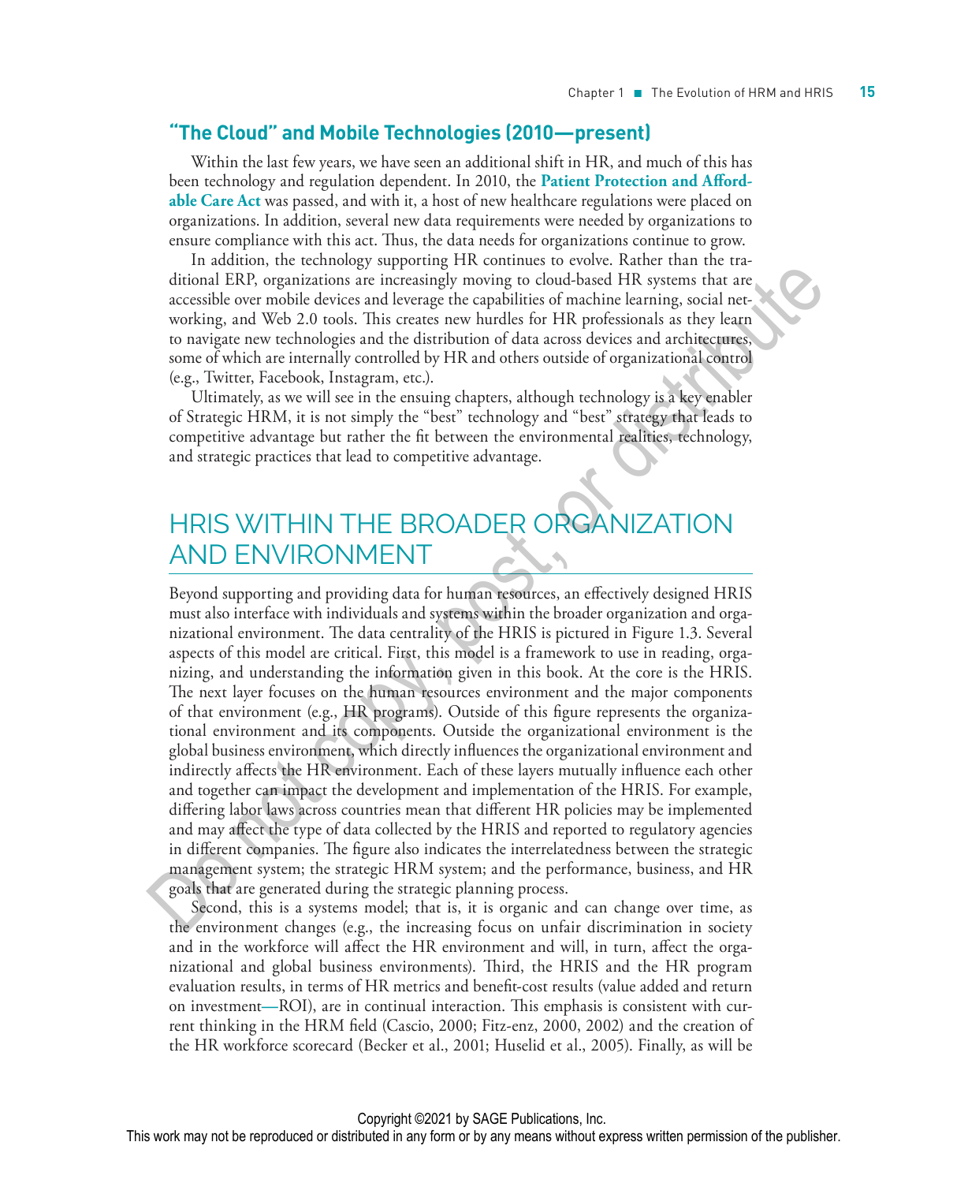### "The Cloud" and Mobile Technologies (2010—present)

Within the last few years, we have seen an additional shift in HR, and much of this has been technology and regulation dependent. In 2010, the **Patient Protection and Affordable Care Act** was passed, and with it, a host of new healthcare regulations were placed on organizations. In addition, several new data requirements were needed by organizations to ensure compliance with this act. Thus, the data needs for organizations continue to grow.

In addition, the technology supporting HR continues to evolve. Rather than the traditional ERP, organizations are increasingly moving to cloud-based HR systems that are accessible over mobile devices and leverage the capabilities of machine learning, social networking, and Web 2.0 tools. This creates new hurdles for HR professionals as they learn to navigate new technologies and the distribution of data across devices and architectures, some of which are internally controlled by HR and others outside of organizational control (e.g., Twitter, Facebook, Instagram, etc.).

Ultimately, as we will see in the ensuing chapters, although technology is a key enabler of Strategic HRM, it is not simply the "best" technology and "best" strategy that leads to competitive advantage but rather the fit between the environmental realities, technology, and strategic practices that lead to competitive advantage.

## HRIS WITHIN THE BROADER ORGANIZATION AND ENVIRONMENT

Beyond supporting and providing data for human resources, an effectively designed HRIS must also interface with individuals and systems within the broader organization and organizational environment. The data centrality of the HRIS is pictured in Figure 1.3. Several aspects of this model are critical. First, this model is a framework to use in reading, organizing, and understanding the information given in this book. At the core is the HRIS. The next layer focuses on the human resources environment and the major components of that environment (e.g., HR programs). Outside of this figure represents the organizational environment and its components. Outside the organizational environment is the global business environment, which directly influences the organizational environment and indirectly affects the HR environment. Each of these layers mutually influence each other and together can impact the development and implementation of the HRIS. For example, differing labor laws across countries mean that different HR policies may be implemented and may affect the type of data collected by the HRIS and reported to regulatory agencies in different companies. The figure also indicates the interrelatedness between the strategic management system; the strategic HRM system; and the performance, business, and HR goals that are generated during the strategic planning process.

Second, this is a systems model; that is, it is organic and can change over time, as the environment changes (e.g., the increasing focus on unfair discrimination in society and in the workforce will affect the HR environment and will, in turn, affect the organizational and global business environments). Third, the HRIS and the HR program evaluation results, in terms of HR metrics and benefit-cost results (value added and return on investment—ROI), are in continual interaction. This emphasis is consistent with current thinking in the HRM field (Cascio, 2000; Fitz-enz, 2000, 2002) and the creation of the HR workforce scorecard (Becker et al., 2001; Huselid et al., 2005). Finally, as will be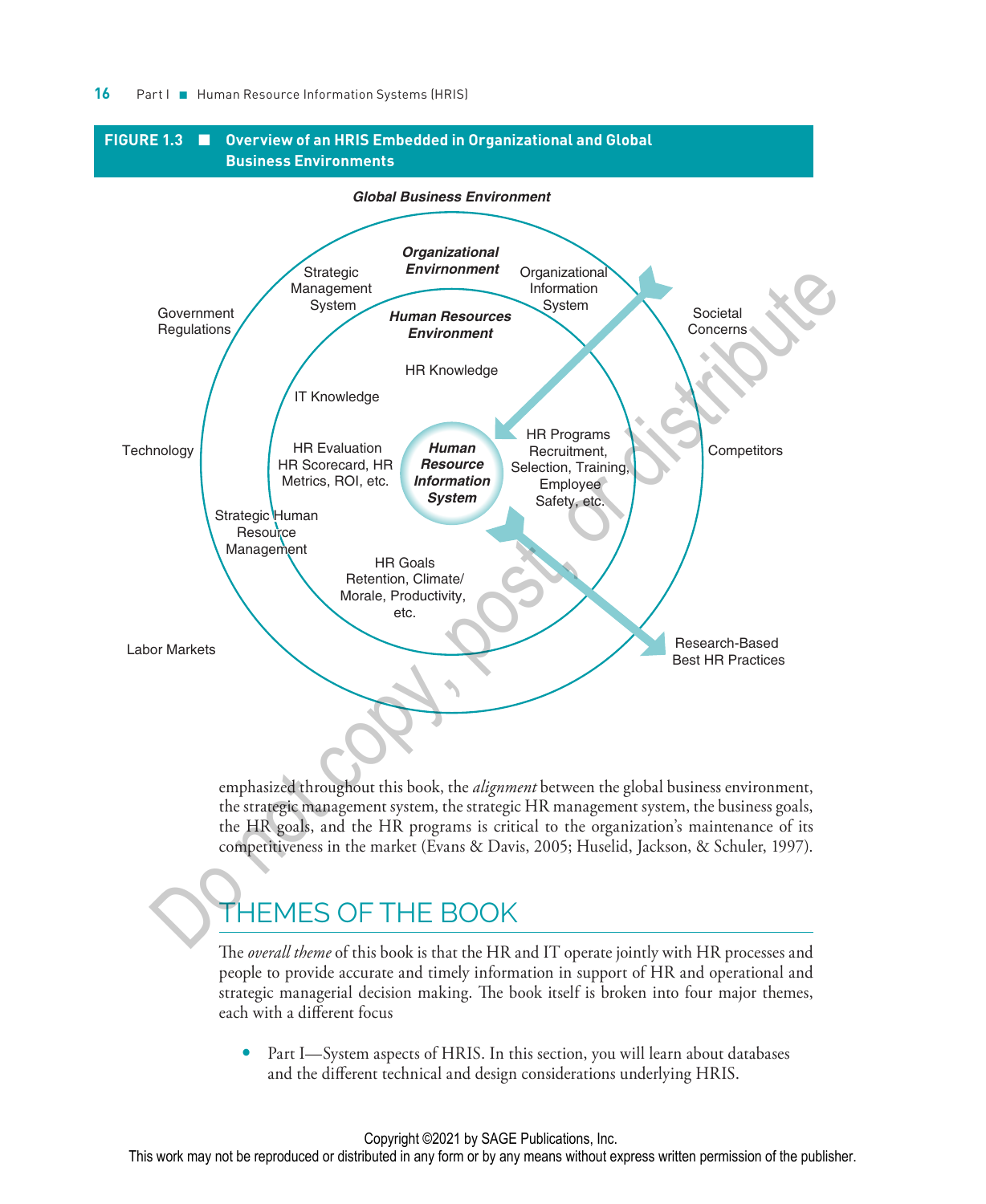**FIGURE 1.3 ■ Overview of an HRIS Embedded in Organizational and Global Business Environments**

*Global Business Environment*

*Organizational Envirnonment*

Strategic Management System

Organizational Information System

Government Regulations

Societal Concerns

*Human Resources Environment*

HR Knowledge

IT Knowledge

Technology

HR Evaluation HR Scorecard, HR Metrics, ROI, etc.

***Human Resource Information System***

HR Programs Recruitment, Selection, Training, Employee Safety, etc.

Competitors

Strategic Human Resource Management

HR Goals Retention, Climate/ Morale, Productivity, etc.

Labor Markets

Research-Based Best HR Practices

emphasized throughout this book, the *alignment* between the global business environment, the strategic management system, the strategic HR management system, the business goals, the HR goals, and the HR programs is critical to the organization's maintenance of its competitiveness in the market (Evans & Davis, 2005; Huselid, Jackson, & Schuler, 1997).

## THEMES OF THE BOOK

The *overall theme* of this book is that the HR and IT operate jointly with HR processes and people to provide accurate and timely information in support of HR and operational and strategic managerial decision making. The book itself is broken into four major themes, each with a different focus

- Part I—System aspects of HRIS. In this section, you will learn about databases and the different technical and design considerations underlying HRIS.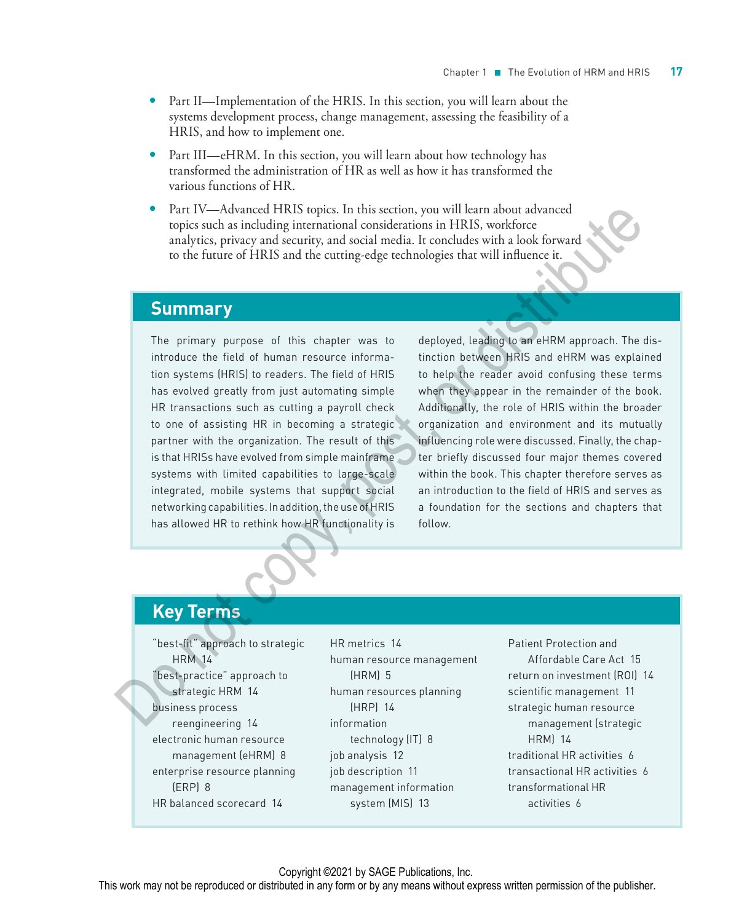- Part II—Implementation of the HRIS. In this section, you will learn about the systems development process, change management, assessing the feasibility of a HRIS, and how to implement one.
- Part III—eHRM. In this section, you will learn about how technology has transformed the administration of HR as well as how it has transformed the various functions of HR.
- Part IV—Advanced HRIS topics. In this section, you will learn about advanced topics such as including international considerations in HRIS, workforce analytics, privacy and security, and social media. It concludes with a look forward to the future of HRIS and the cutting-edge technologies that will influence it.

## Summary

The primary purpose of this chapter was to introduce the field of human resource information systems (HRIS) to readers. The field of HRIS has evolved greatly from just automating simple HR transactions such as cutting a payroll check to one of assisting HR in becoming a strategic partner with the organization. The result of this is that HRISs have evolved from simple mainframe systems with limited capabilities to large-scale integrated, mobile systems that support social networking capabilities. In addition, the use of HRIS has allowed HR to rethink how HR functionality is deployed, leading to an eHRM approach. The distinction between HRIS and eHRM was explained to help the reader avoid confusing these terms when they appear in the remainder of the book. Additionally, the role of HRIS within the broader organization and environment and its mutually influencing role were discussed. Finally, the chapter briefly discussed four major themes covered within the book. This chapter therefore serves as an introduction to the field of HRIS and serves as a foundation for the sections and chapters that follow.

## Key Terms

"best-fit" approach to strategic HRM 14
"best-practice" approach to strategic HRM 14
business process reengineering 14
electronic human resource management (eHRM) 8
enterprise resource planning (ERP) 8
HR balanced scorecard 14
HR metrics 14
human resource management (HRM) 5
human resources planning (HRP) 14
information technology (IT) 8
job analysis 12
job description 11
management information system (MIS) 13
Patient Protection and Affordable Care Act 15
return on investment (ROI) 14
scientific management 11
strategic human resource management (strategic HRM) 14
traditional HR activities 6
transactional HR activities 6
transformational HR activities 6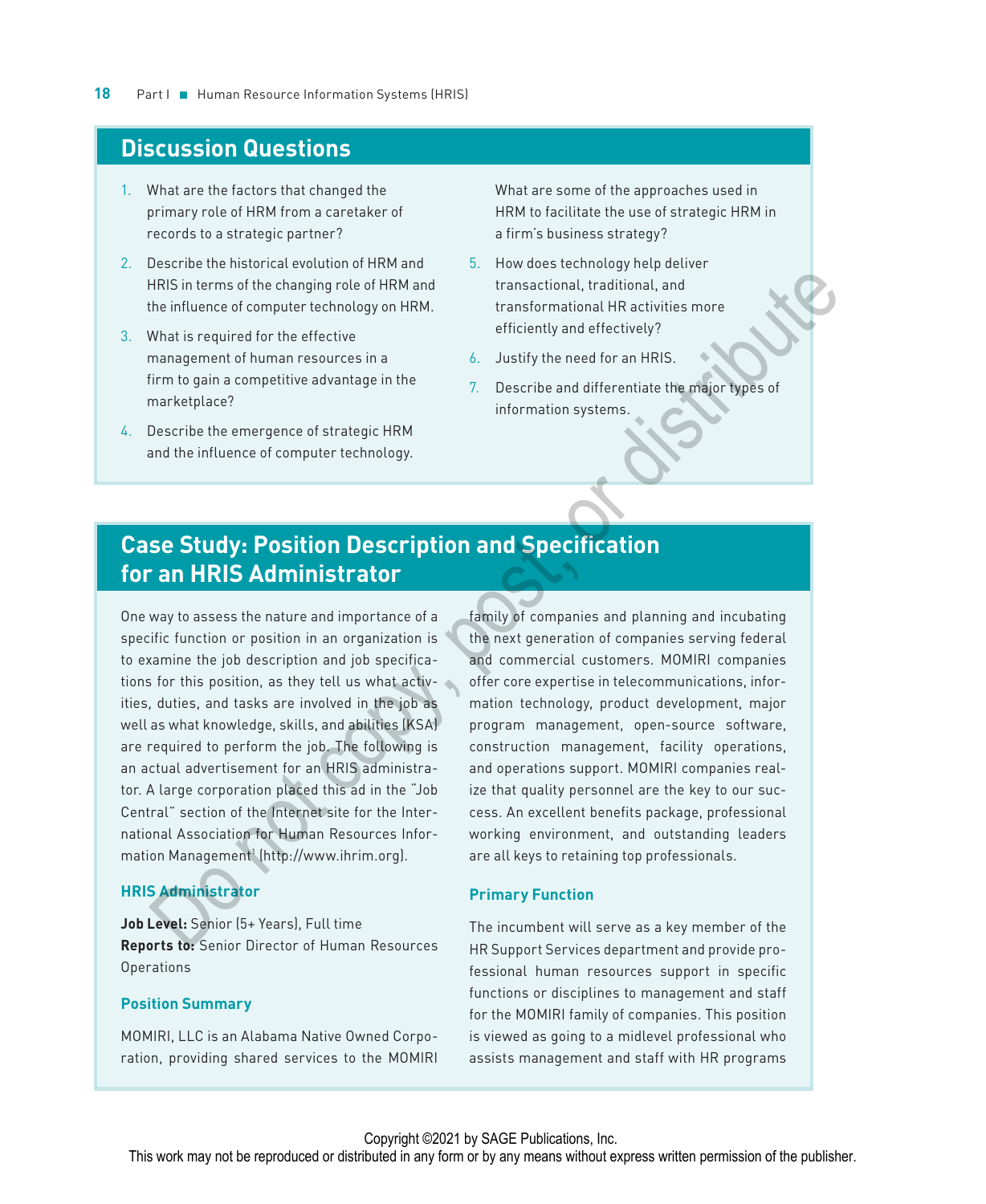## Discussion Questions

1. What are the factors that changed the primary role of HRM from a caretaker of records to a strategic partner?
2. Describe the historical evolution of HRM and HRIS in terms of the changing role of HRM and the influence of computer technology on HRM.
3. What is required for the effective management of human resources in a firm to gain a competitive advantage in the marketplace?
4. Describe the emergence of strategic HRM and the influence of computer technology. What are some of the approaches used in HRM to facilitate the use of strategic HRM in a firm's business strategy?
5. How does technology help deliver transactional, traditional, and transformational HR activities more efficiently and effectively?
6. Justify the need for an HRIS.
7. Describe and differentiate the major types of information systems.

## Case Study: Position Description and Specification for an HRIS Administrator

One way to assess the nature and importance of a specific function or position in an organization is to examine the job description and job specifications for this position, as they tell us what activities, duties, and tasks are involved in the job as well as what knowledge, skills, and abilities (KSA) are required to perform the job. The following is an actual advertisement for an HRIS administrator. A large corporation placed this ad in the "Job Central" section of the Internet site for the International Association for Human Resources Information Management (http://www.ihrim.org).

### HRIS Administrator

**Job Level:** Senior (5+ Years), Full time
**Reports to:** Senior Director of Human Resources Operations

### Position Summary

MOMIRI, LLC is an Alabama Native Owned Corporation, providing shared services to the MOMIRI family of companies and planning and incubating the next generation of companies serving federal and commercial customers. MOMIRI companies offer core expertise in telecommunications, information technology, product development, major program management, open-source software, construction management, facility operations, and operations support. MOMIRI companies realize that quality personnel are the key to our success. An excellent benefits package, professional working environment, and outstanding leaders are all keys to retaining top professionals.

### Primary Function

The incumbent will serve as a key member of the HR Support Services department and provide professional human resources support in specific functions or disciplines to management and staff for the MOMIRI family of companies. This position is viewed as going to a midlevel professional who assists management and staff with HR programs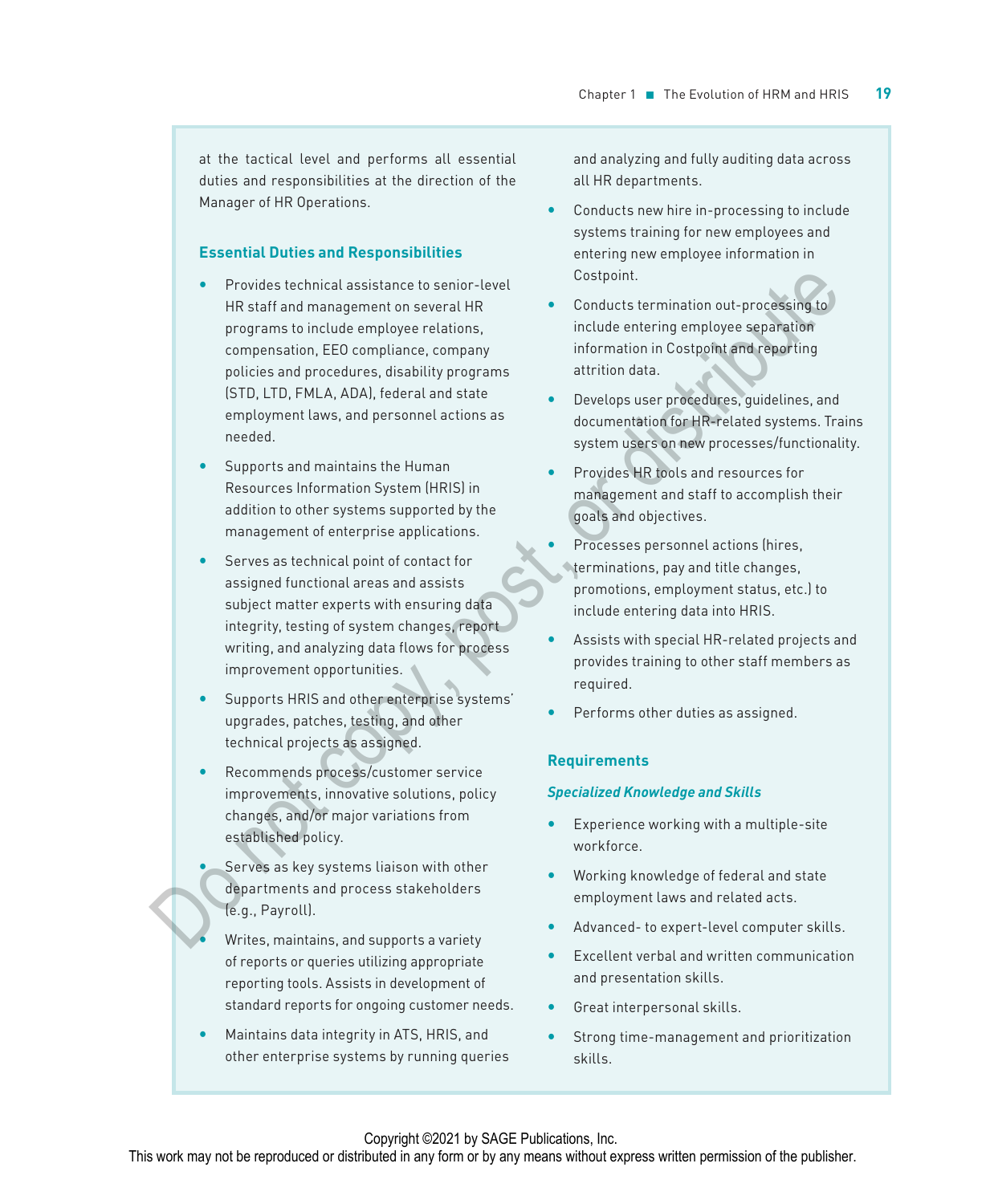at the tactical level and performs all essential duties and responsibilities at the direction of the Manager of HR Operations.

### Essential Duties and Responsibilities

- Provides technical assistance to senior-level HR staff and management on several HR programs to include employee relations, compensation, EEO compliance, company policies and procedures, disability programs (STD, LTD, FMLA, ADA), federal and state employment laws, and personnel actions as needed.
- Supports and maintains the Human Resources Information System (HRIS) in addition to other systems supported by the management of enterprise applications.
- Serves as technical point of contact for assigned functional areas and assists subject matter experts with ensuring data integrity, testing of system changes, report writing, and analyzing data flows for process improvement opportunities.
- Supports HRIS and other enterprise systems' upgrades, patches, testing, and other technical projects as assigned.
- Recommends process/customer service improvements, innovative solutions, policy changes, and/or major variations from established policy.
- Serves as key systems liaison with other departments and process stakeholders (e.g., Payroll).
- Writes, maintains, and supports a variety of reports or queries utilizing appropriate reporting tools. Assists in development of standard reports for ongoing customer needs.
- Maintains data integrity in ATS, HRIS, and other enterprise systems by running queries and analyzing and fully auditing data across all HR departments.
- Conducts new hire in-processing to include systems training for new employees and entering new employee information in Costpoint.
- Conducts termination out-processing to include entering employee separation information in Costpoint and reporting attrition data.
- Develops user procedures, guidelines, and documentation for HR-related systems. Trains system users on new processes/functionality.
- Provides HR tools and resources for management and staff to accomplish their goals and objectives.
- Processes personnel actions (hires, terminations, pay and title changes, promotions, employment status, etc.) to include entering data into HRIS.
- Assists with special HR-related projects and provides training to other staff members as required.
- Performs other duties as assigned.

### Requirements

#### *Specialized Knowledge and Skills*

- Experience working with a multiple-site workforce.
- Working knowledge of federal and state employment laws and related acts.
- Advanced- to expert-level computer skills.
- Excellent verbal and written communication and presentation skills.
- Great interpersonal skills.
- Strong time-management and prioritization skills.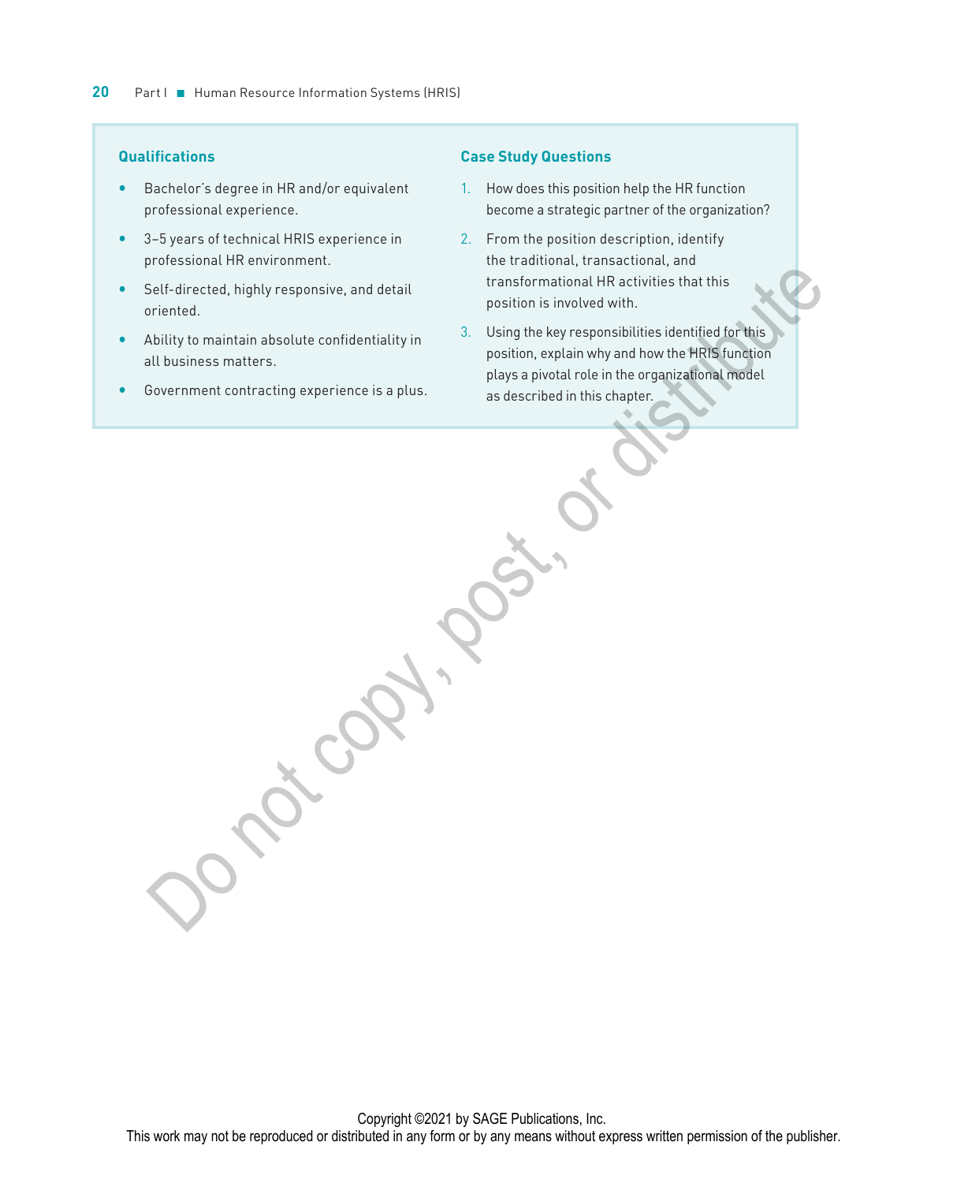### Qualifications

- Bachelor's degree in HR and/or equivalent professional experience.
- 3–5 years of technical HRIS experience in professional HR environment.
- Self-directed, highly responsive, and detail oriented.
- Ability to maintain absolute confidentiality in all business matters.
- Government contracting experience is a plus.

### Case Study Questions

1. How does this position help the HR function become a strategic partner of the organization?
2. From the position description, identify the traditional, transactional, and transformational HR activities that this position is involved with.
3. Using the key responsibilities identified for this position, explain why and how the HRIS function plays a pivotal role in the organizational model as described in this chapter.